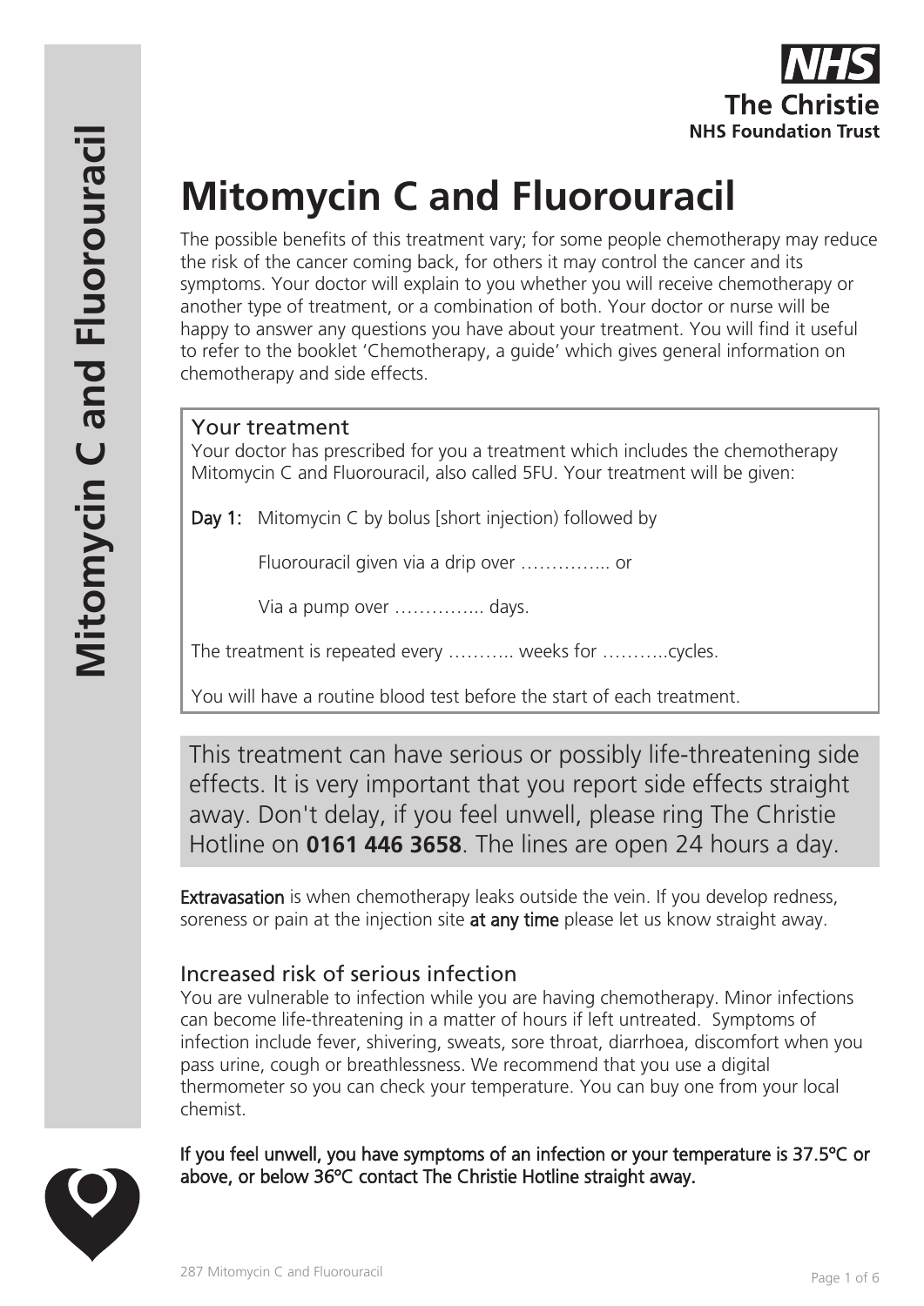# Mitomycin C and Fluorouracil

The possible benefits of this treatment vary; for some people chemotherapy may reduce the risk of the cancer coming back, for others it may control the cancer and its symptoms. Your doctor will explain to you whether you will receive chemotherapy or another type of treatment, or a combination of both. Your doctor or nurse will be happy to answer any questions you have about your treatment. You will find it useful to refer to the booklet 'Chemotherapy, a guide' which gives general information on chemotherapy and side effects.

## Your treatment

Your doctor has prescribed for you a treatment which includes the chemotherapy Mitomycin C and Fluorouracil, also called 5FU. Your treatment will be given:

**Day 1:** Mitomycin C by bolus [short injection) followed by

Fluorouracil given via a drip over ………….. or

Via a pump over ………….. days.

The treatment is repeated every ……….. weeks for ………..cycles.

You will have a routine blood test before the start of each treatment.

This treatment can have serious or possibly life-threatening side effects. It is very important that you report side effects straight away. Don't delay, if you feel unwell, please ring The Christie Hotline on **0161 446 3658**. The lines are open 24 hours a day.

**Extravasation** is when chemotherapy leaks outside the vein. If you develop redness, soreness or pain at the injection site **at any time** please let us know straight away.

## Increased risk of serious infection

You are vulnerable to infection while you are having chemotherapy. Minor infections can become life-threatening in a matter of hours if left untreated. Symptoms of infection include fever, shivering, sweats, sore throat, diarrhoea, discomfort when you pass urine, cough or breathlessness. We recommend that you use a digital thermometer so you can check your temperature. You can buy one from your local chemist.

**If you feel unwell, you have symptoms of an infection or your temperature is 37.5ºC or above, or below 36ºC contact The Christie Hotline straight away.**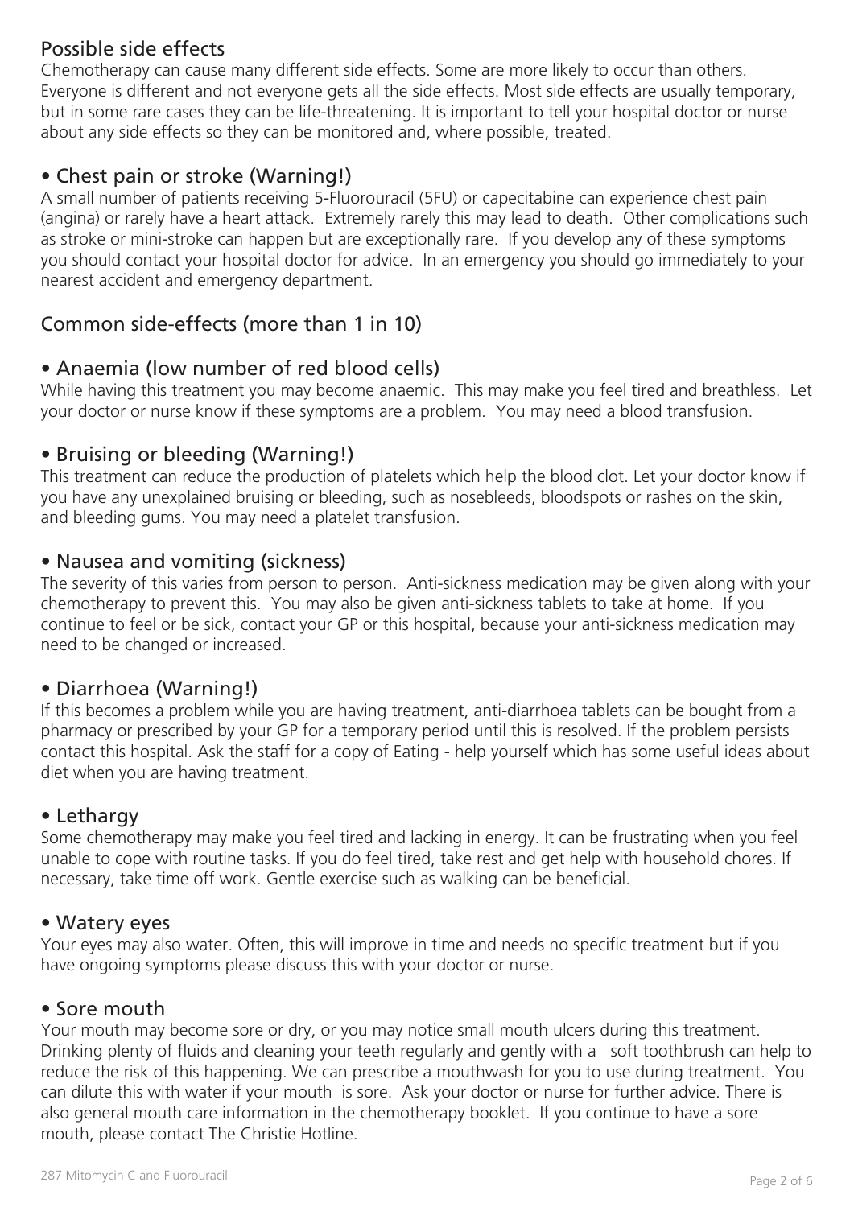## Possible side effects

Chemotherapy can cause many different side effects. Some are more likely to occur than others. Everyone is different and not everyone gets all the side effects. Most side effects are usually temporary, but in some rare cases they can be life-threatening. It is important to tell your hospital doctor or nurse about any side effects so they can be monitored and, where possible, treated.

### • Chest pain or stroke (Warning!)

A small number of patients receiving 5-Fluorouracil (5FU) or capecitabine can experience chest pain (angina) or rarely have a heart attack. Extremely rarely this may lead to death. Other complications such as stroke or mini-stroke can happen but are exceptionally rare. If you develop any of these symptoms you should contact your hospital doctor for advice. In an emergency you should go immediately to your nearest accident and emergency department.

## Common side-effects (more than 1 in 10)

### • Anaemia (low number of red blood cells)

While having this treatment you may become anaemic. This may make you feel tired and breathless. Let your doctor or nurse know if these symptoms are a problem. You may need a blood transfusion.

### • Bruising or bleeding (Warning!)

This treatment can reduce the production of platelets which help the blood clot. Let your doctor know if you have any unexplained bruising or bleeding, such as nosebleeds, bloodspots or rashes on the skin, and bleeding gums. You may need a platelet transfusion.

### • Nausea and vomiting (sickness)

The severity of this varies from person to person. Anti-sickness medication may be given along with your chemotherapy to prevent this. You may also be given anti-sickness tablets to take at home. If you continue to feel or be sick, contact your GP or this hospital, because your anti-sickness medication may need to be changed or increased.

### • Diarrhoea (Warning!)

If this becomes a problem while you are having treatment, anti-diarrhoea tablets can be bought from a pharmacy or prescribed by your GP for a temporary period until this is resolved. If the problem persists contact this hospital. Ask the staff for a copy of Eating - help yourself which has some useful ideas about diet when you are having treatment.

### • Lethargy

Some chemotherapy may make you feel tired and lacking in energy. It can be frustrating when you feel unable to cope with routine tasks. If you do feel tired, take rest and get help with household chores. If necessary, take time off work. Gentle exercise such as walking can be beneficial.

### • Watery eyes

Your eyes may also water. Often, this will improve in time and needs no specific treatment but if you have ongoing symptoms please discuss this with your doctor or nurse.

### • Sore mouth

Your mouth may become sore or dry, or you may notice small mouth ulcers during this treatment. Drinking plenty of fluids and cleaning your teeth regularly and gently with a soft toothbrush can help to reduce the risk of this happening. We can prescribe a mouthwash for you to use during treatment. You can dilute this with water if your mouth is sore. Ask your doctor or nurse for further advice. There is also general mouth care information in the chemotherapy booklet. If you continue to have a sore mouth, please contact The Christie Hotline.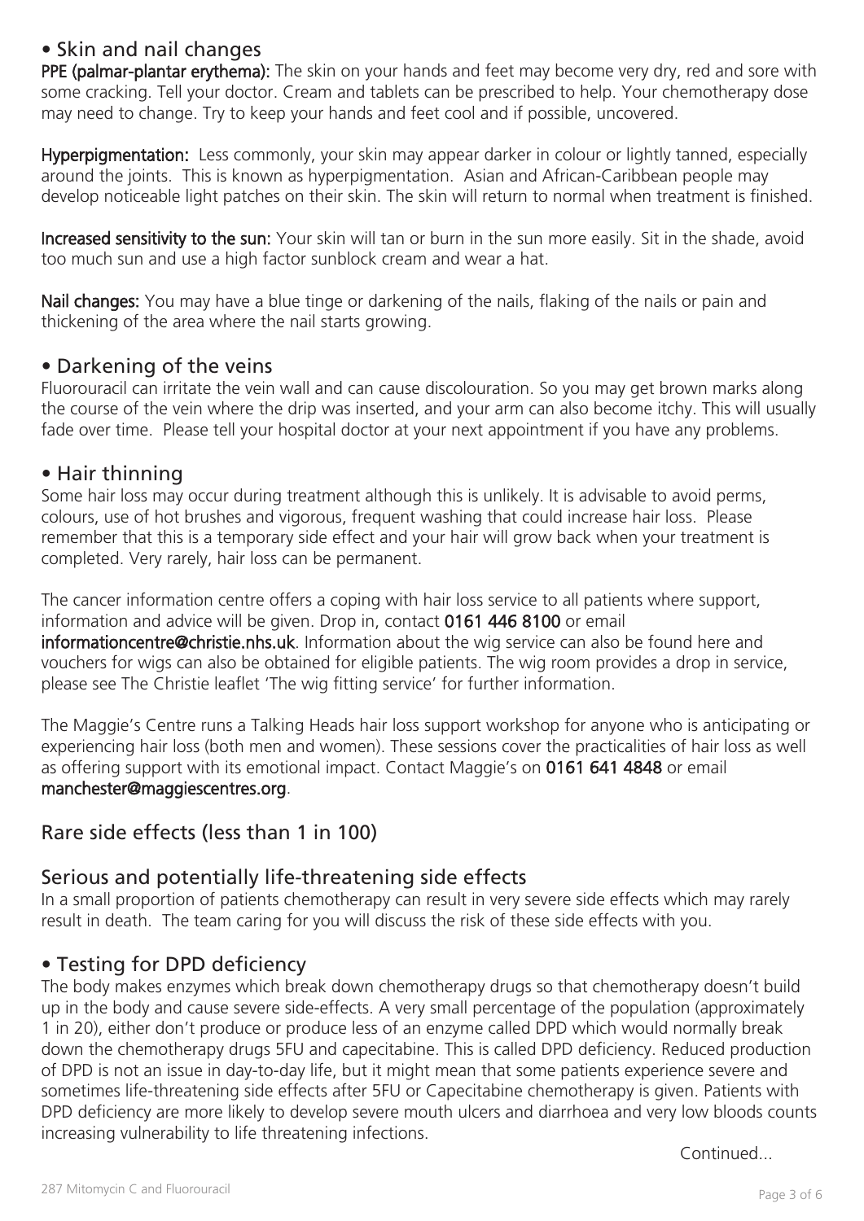## • Skin and nail changes

**PPE (palmar-plantar erythema):** The skin on your hands and feet may become very dry, red and sore with some cracking. Tell your doctor. Cream and tablets can be prescribed to help. Your chemotherapy dose may need to change. Try to keep your hands and feet cool and if possible, uncovered.

**Hyperpigmentation:** Less commonly, your skin may appear darker in colour or lightly tanned, especially around the joints. This is known as hyperpigmentation. Asian and African-Caribbean people may develop noticeable light patches on their skin. The skin will return to normal when treatment is finished.

**Increased sensitivity to the sun:** Your skin will tan or burn in the sun more easily. Sit in the shade, avoid too much sun and use a high factor sunblock cream and wear a hat.

**Nail changes:** You may have a blue tinge or darkening of the nails, flaking of the nails or pain and thickening of the area where the nail starts growing.

## • Darkening of the veins

Fluorouracil can irritate the vein wall and can cause discolouration. So you may get brown marks along the course of the vein where the drip was inserted, and your arm can also become itchy. This will usually fade over time. Please tell your hospital doctor at your next appointment if you have any problems.

## • Hair thinning

Some hair loss may occur during treatment although this is unlikely. It is advisable to avoid perms, colours, use of hot brushes and vigorous, frequent washing that could increase hair loss. Please remember that this is a temporary side effect and your hair will grow back when your treatment is completed. Very rarely, hair loss can be permanent.

The cancer information centre offers a coping with hair loss service to all patients where support, information and advice will be given. Drop in, contact **0161 446 8100** or email **informationcentre@christie.nhs.uk**. Information about the wig service can also be found here and vouchers for wigs can also be obtained for eligible patients. The wig room provides a drop in service, please see The Christie leaflet 'The wig fitting service' for further information.

The Maggie's Centre runs a Talking Heads hair loss support workshop for anyone who is anticipating or experiencing hair loss (both men and women). These sessions cover the practicalities of hair loss as well as offering support with its emotional impact. Contact Maggie's on **0161 641 4848** or email **manchester@maggiescentres.org**.

## Rare side effects (less than 1 in 100)

## Serious and potentially life-threatening side effects

In a small proportion of patients chemotherapy can result in very severe side effects which may rarely result in death. The team caring for you will discuss the risk of these side effects with you.

## • Testing for DPD deficiency

The body makes enzymes which break down chemotherapy drugs so that chemotherapy doesn't build up in the body and cause severe side-effects. A very small percentage of the population (approximately 1 in 20), either don't produce or produce less of an enzyme called DPD which would normally break down the chemotherapy drugs 5FU and capecitabine. This is called DPD deficiency. Reduced production of DPD is not an issue in day-to-day life, but it might mean that some patients experience severe and sometimes life-threatening side effects after 5FU or Capecitabine chemotherapy is given. Patients with DPD deficiency are more likely to develop severe mouth ulcers and diarrhoea and very low bloods counts increasing vulnerability to life threatening infections.

Continued...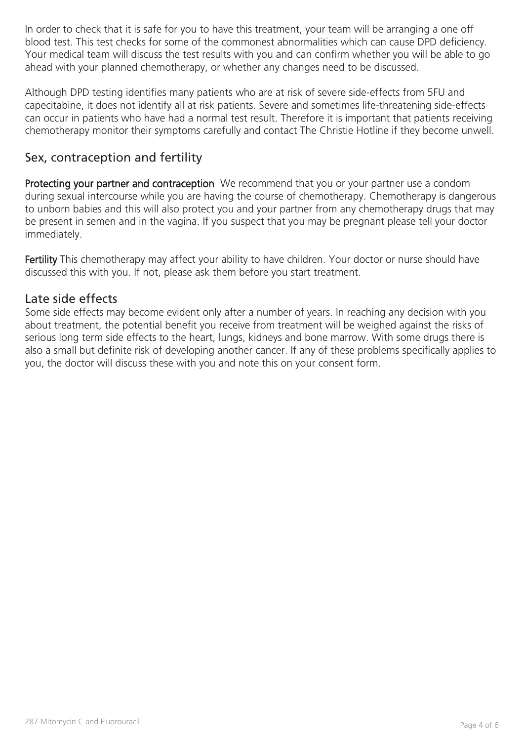In order to check that it is safe for you to have this treatment, your team will be arranging a one off blood test. This test checks for some of the commonest abnormalities which can cause DPD deficiency. Your medical team will discuss the test results with you and can confirm whether you will be able to go ahead with your planned chemotherapy, or whether any changes need to be discussed.

Although DPD testing identifies many patients who are at risk of severe side-effects from 5FU and capecitabine, it does not identify all at risk patients. Severe and sometimes life-threatening side-effects can occur in patients who have had a normal test result. Therefore it is important that patients receiving chemotherapy monitor their symptoms carefully and contact The Christie Hotline if they become unwell.

## Sex, contraception and fertility

**Protecting your partner and contraception** We recommend that you or your partner use a condom during sexual intercourse while you are having the course of chemotherapy. Chemotherapy is dangerous to unborn babies and this will also protect you and your partner from any chemotherapy drugs that may be present in semen and in the vagina. If you suspect that you may be pregnant please tell your doctor immediately.

**Fertility** This chemotherapy may affect your ability to have children. Your doctor or nurse should have discussed this with you. If not, please ask them before you start treatment.

## Late side effects

Some side effects may become evident only after a number of years. In reaching any decision with you about treatment, the potential benefit you receive from treatment will be weighed against the risks of serious long term side effects to the heart, lungs, kidneys and bone marrow. With some drugs there is also a small but definite risk of developing another cancer. If any of these problems specifically applies to you, the doctor will discuss these with you and note this on your consent form.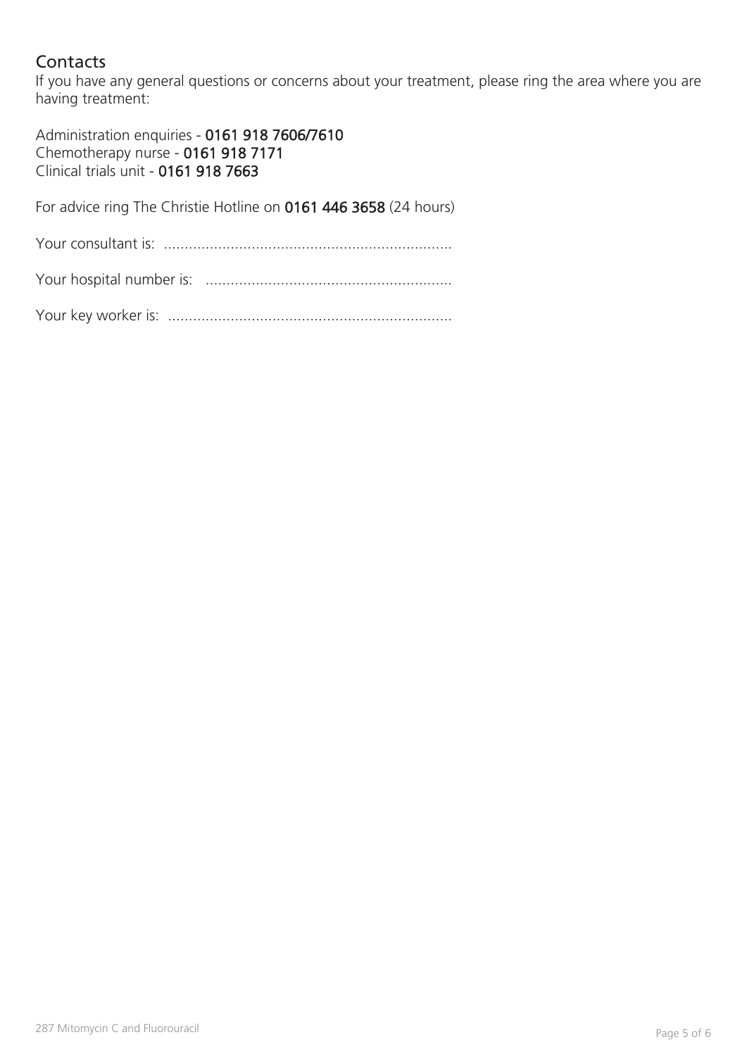## Contacts

If you have any general questions or concerns about your treatment, please ring the area where you are having treatment:

Administration enquiries - **0161 918 7606/7610**
Chemotherapy nurse - **0161 918 7171**
Clinical trials unit - **0161 918 7663**

For advice ring The Christie Hotline on **0161 446 3658** (24 hours)

Your consultant is: ....................................................................

Your hospital number is: ..........................................................

Your key worker is: ...................................................................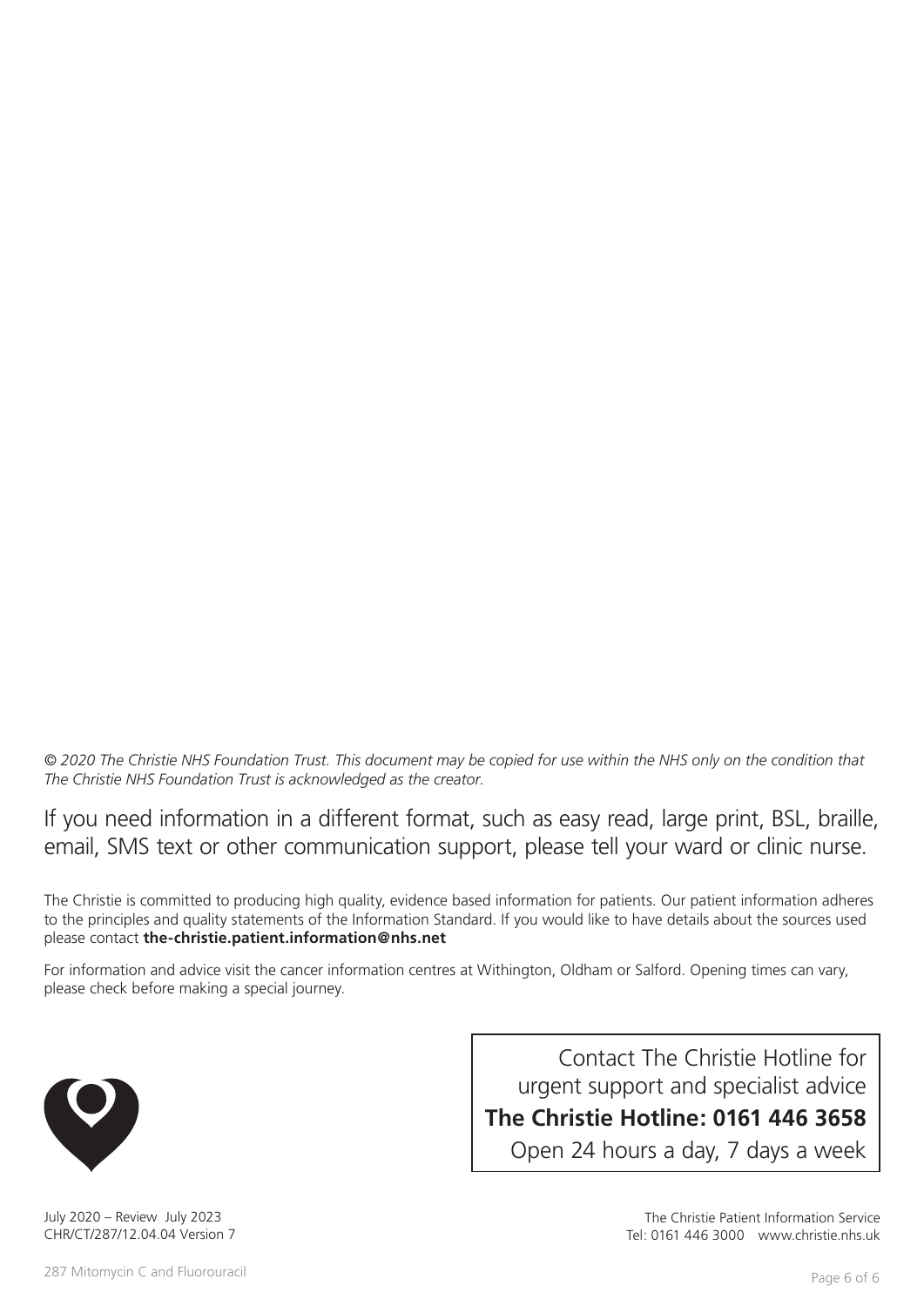*© 2020 The Christie NHS Foundation Trust. This document may be copied for use within the NHS only on the condition that The Christie NHS Foundation Trust is acknowledged as the creator.*

If you need information in a different format, such as easy read, large print, BSL, braille, email, SMS text or other communication support, please tell your ward or clinic nurse.

The Christie is committed to producing high quality, evidence based information for patients. Our patient information adheres to the principles and quality statements of the Information Standard. If you would like to have details about the sources used please contact **the-christie.patient.information@nhs.net**

For information and advice visit the cancer information centres at Withington, Oldham or Salford. Opening times can vary, please check before making a special journey.

Contact The Christie Hotline for urgent support and specialist advice

**The Christie Hotline: 0161 446 3658**

Open 24 hours a day, 7 days a week

July 2020 – Review July 2023
CHR/CT/287/12.04.04 Version 7

The Christie Patient Information Service
Tel: 0161 446 3000 www.christie.nhs.uk

287 Mitomycin C and Fluorouracil